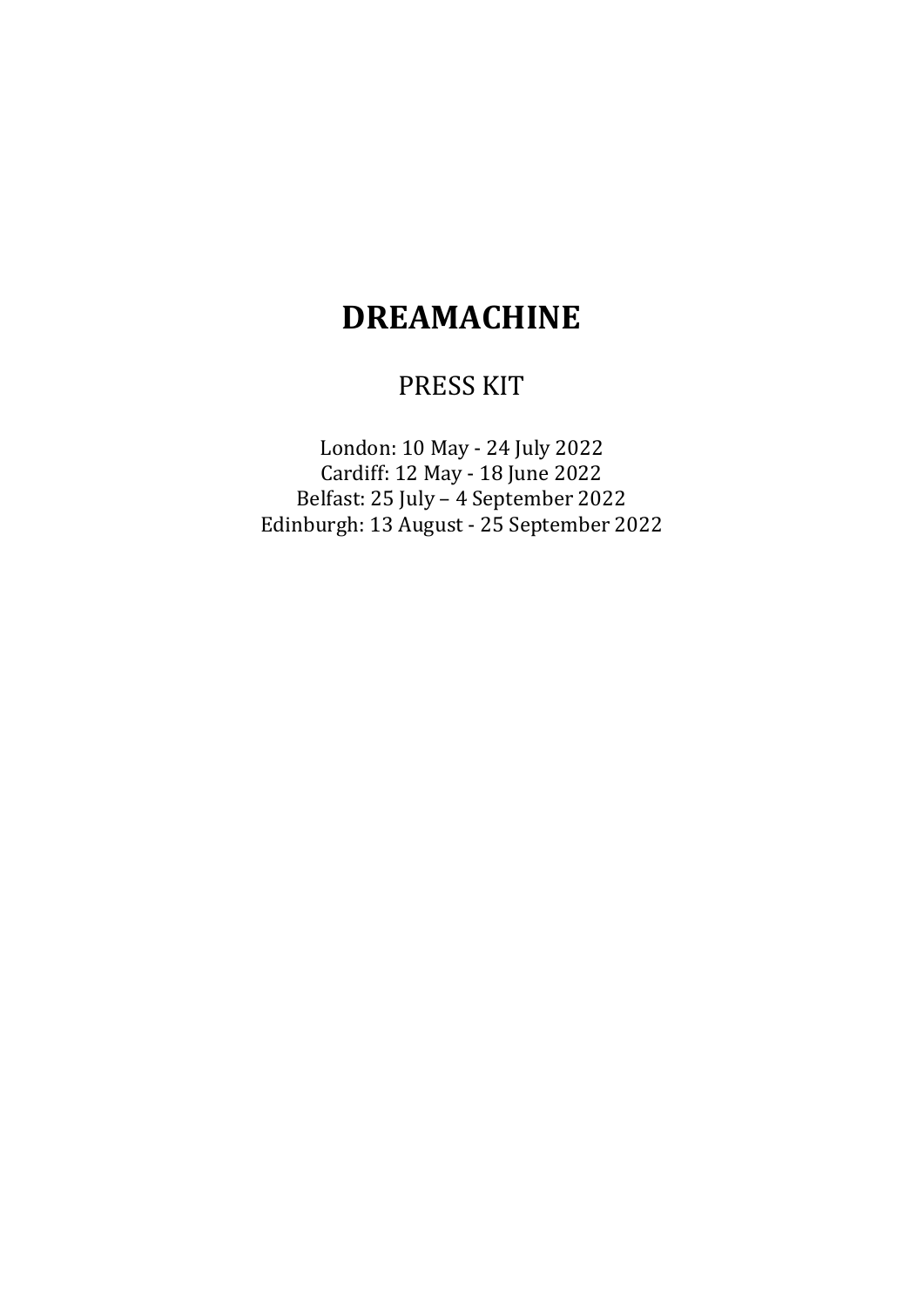# DREAMACHINE

PRESS KIT

London: 10 May - 24 July 2022
Cardiff: 12 May - 18 June 2022
Belfast: 25 July – 4 September 2022
Edinburgh: 13 August - 25 September 2022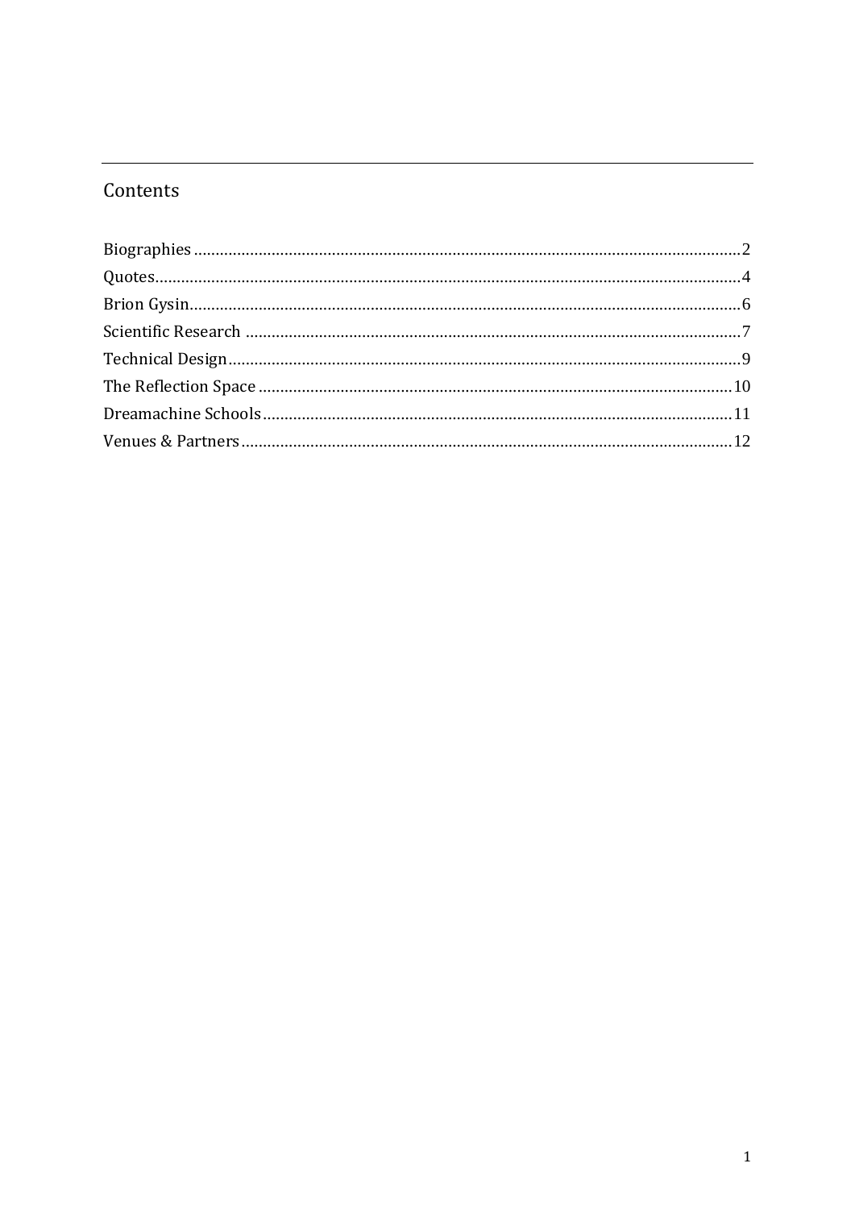## Contents

- Biographies .......... 2
- Quotes .......... 4
- Brion Gysin .......... 6
- Scientific Research .......... 7
- Technical Design .......... 9
- The Reflection Space .......... 10
- Dreamachine Schools .......... 11
- Venues & Partners .......... 12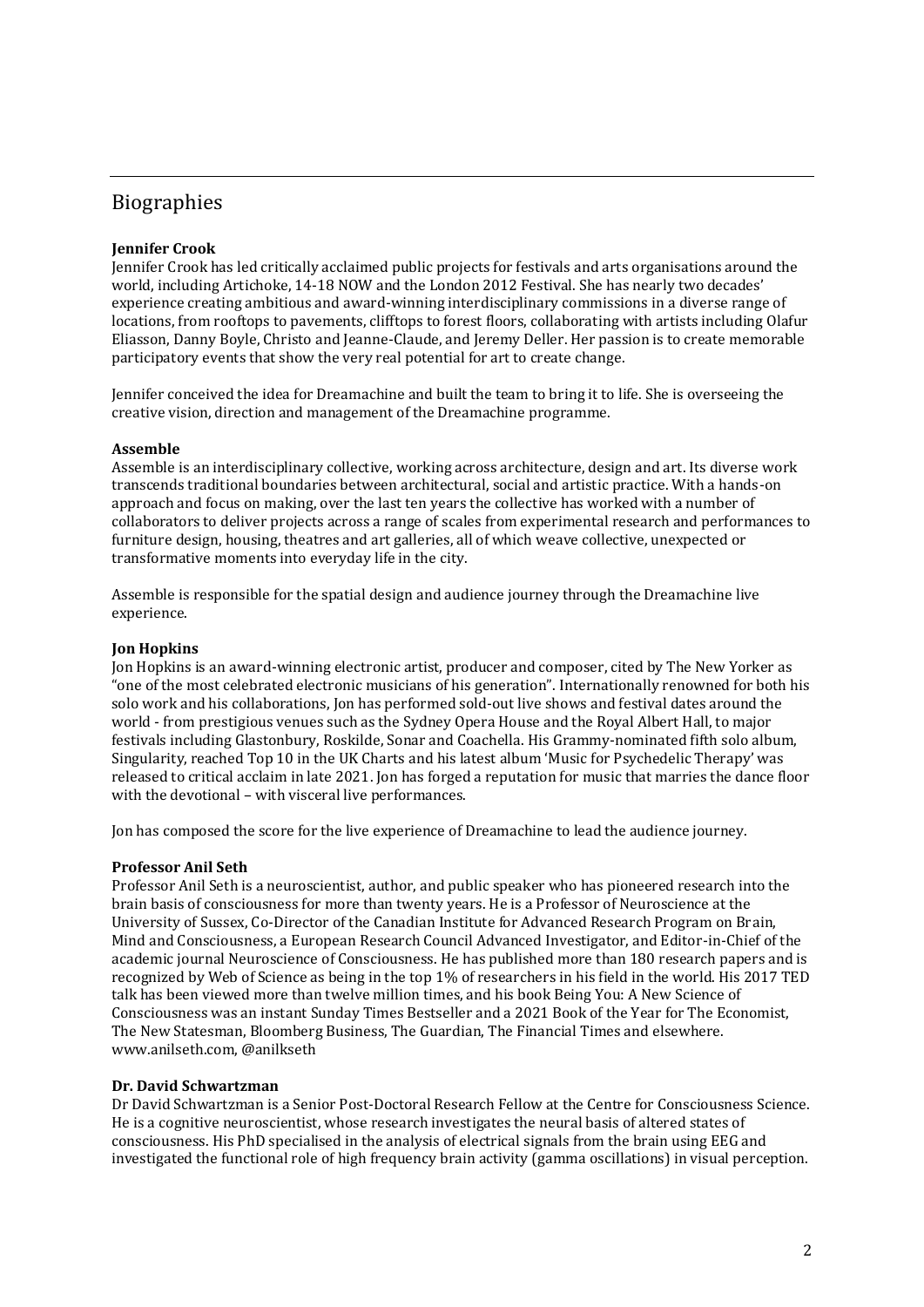## Biographies

**Jennifer Crook**
Jennifer Crook has led critically acclaimed public projects for festivals and arts organisations around the world, including Artichoke, 14-18 NOW and the London 2012 Festival. She has nearly two decades' experience creating ambitious and award-winning interdisciplinary commissions in a diverse range of locations, from rooftops to pavements, clifftops to forest floors, collaborating with artists including Olafur Eliasson, Danny Boyle, Christo and Jeanne-Claude, and Jeremy Deller. Her passion is to create memorable participatory events that show the very real potential for art to create change.

Jennifer conceived the idea for Dreamachine and built the team to bring it to life. She is overseeing the creative vision, direction and management of the Dreamachine programme.

**Assemble**
Assemble is an interdisciplinary collective, working across architecture, design and art. Its diverse work transcends traditional boundaries between architectural, social and artistic practice. With a hands-on approach and focus on making, over the last ten years the collective has worked with a number of collaborators to deliver projects across a range of scales from experimental research and performances to furniture design, housing, theatres and art galleries, all of which weave collective, unexpected or transformative moments into everyday life in the city.

Assemble is responsible for the spatial design and audience journey through the Dreamachine live experience.

**Jon Hopkins**
Jon Hopkins is an award-winning electronic artist, producer and composer, cited by The New Yorker as "one of the most celebrated electronic musicians of his generation". Internationally renowned for both his solo work and his collaborations, Jon has performed sold-out live shows and festival dates around the world - from prestigious venues such as the Sydney Opera House and the Royal Albert Hall, to major festivals including Glastonbury, Roskilde, Sonar and Coachella. His Grammy-nominated fifth solo album, Singularity, reached Top 10 in the UK Charts and his latest album 'Music for Psychedelic Therapy' was released to critical acclaim in late 2021. Jon has forged a reputation for music that marries the dance floor with the devotional – with visceral live performances.

Jon has composed the score for the live experience of Dreamachine to lead the audience journey.

**Professor Anil Seth**
Professor Anil Seth is a neuroscientist, author, and public speaker who has pioneered research into the brain basis of consciousness for more than twenty years. He is a Professor of Neuroscience at the University of Sussex, Co-Director of the Canadian Institute for Advanced Research Program on Brain, Mind and Consciousness, a European Research Council Advanced Investigator, and Editor-in-Chief of the academic journal Neuroscience of Consciousness. He has published more than 180 research papers and is recognized by Web of Science as being in the top 1% of researchers in his field in the world. His 2017 TED talk has been viewed more than twelve million times, and his book Being You: A New Science of Consciousness was an instant Sunday Times Bestseller and a 2021 Book of the Year for The Economist, The New Statesman, Bloomberg Business, The Guardian, The Financial Times and elsewhere. www.anilseth.com, @anilkseth

**Dr. David Schwartzman**
Dr David Schwartzman is a Senior Post-Doctoral Research Fellow at the Centre for Consciousness Science. He is a cognitive neuroscientist, whose research investigates the neural basis of altered states of consciousness. His PhD specialised in the analysis of electrical signals from the brain using EEG and investigated the functional role of high frequency brain activity (gamma oscillations) in visual perception.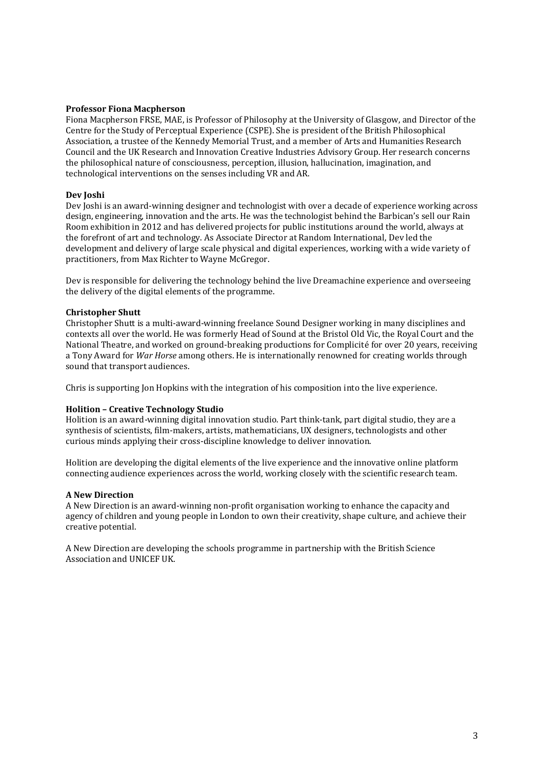**Professor Fiona Macpherson**

Fiona Macpherson FRSE, MAE, is Professor of Philosophy at the University of Glasgow, and Director of the Centre for the Study of Perceptual Experience (CSPE). She is president of the British Philosophical Association, a trustee of the Kennedy Memorial Trust, and a member of Arts and Humanities Research Council and the UK Research and Innovation Creative Industries Advisory Group. Her research concerns the philosophical nature of consciousness, perception, illusion, hallucination, imagination, and technological interventions on the senses including VR and AR.

**Dev Joshi**

Dev Joshi is an award-winning designer and technologist with over a decade of experience working across design, engineering, innovation and the arts. He was the technologist behind the Barbican's sell our Rain Room exhibition in 2012 and has delivered projects for public institutions around the world, always at the forefront of art and technology. As Associate Director at Random International, Dev led the development and delivery of large scale physical and digital experiences, working with a wide variety of practitioners, from Max Richter to Wayne McGregor.

Dev is responsible for delivering the technology behind the live Dreamachine experience and overseeing the delivery of the digital elements of the programme.

**Christopher Shutt**

Christopher Shutt is a multi-award-winning freelance Sound Designer working in many disciplines and contexts all over the world. He was formerly Head of Sound at the Bristol Old Vic, the Royal Court and the National Theatre, and worked on ground-breaking productions for Complicité for over 20 years, receiving a Tony Award for *War Horse* among others. He is internationally renowned for creating worlds through sound that transport audiences.

Chris is supporting Jon Hopkins with the integration of his composition into the live experience.

**Holition – Creative Technology Studio**

Holition is an award-winning digital innovation studio. Part think-tank, part digital studio, they are a synthesis of scientists, film-makers, artists, mathematicians, UX designers, technologists and other curious minds applying their cross-discipline knowledge to deliver innovation.

Holition are developing the digital elements of the live experience and the innovative online platform connecting audience experiences across the world, working closely with the scientific research team.

**A New Direction**

A New Direction is an award-winning non-profit organisation working to enhance the capacity and agency of children and young people in London to own their creativity, shape culture, and achieve their creative potential.

A New Direction are developing the schools programme in partnership with the British Science Association and UNICEF UK.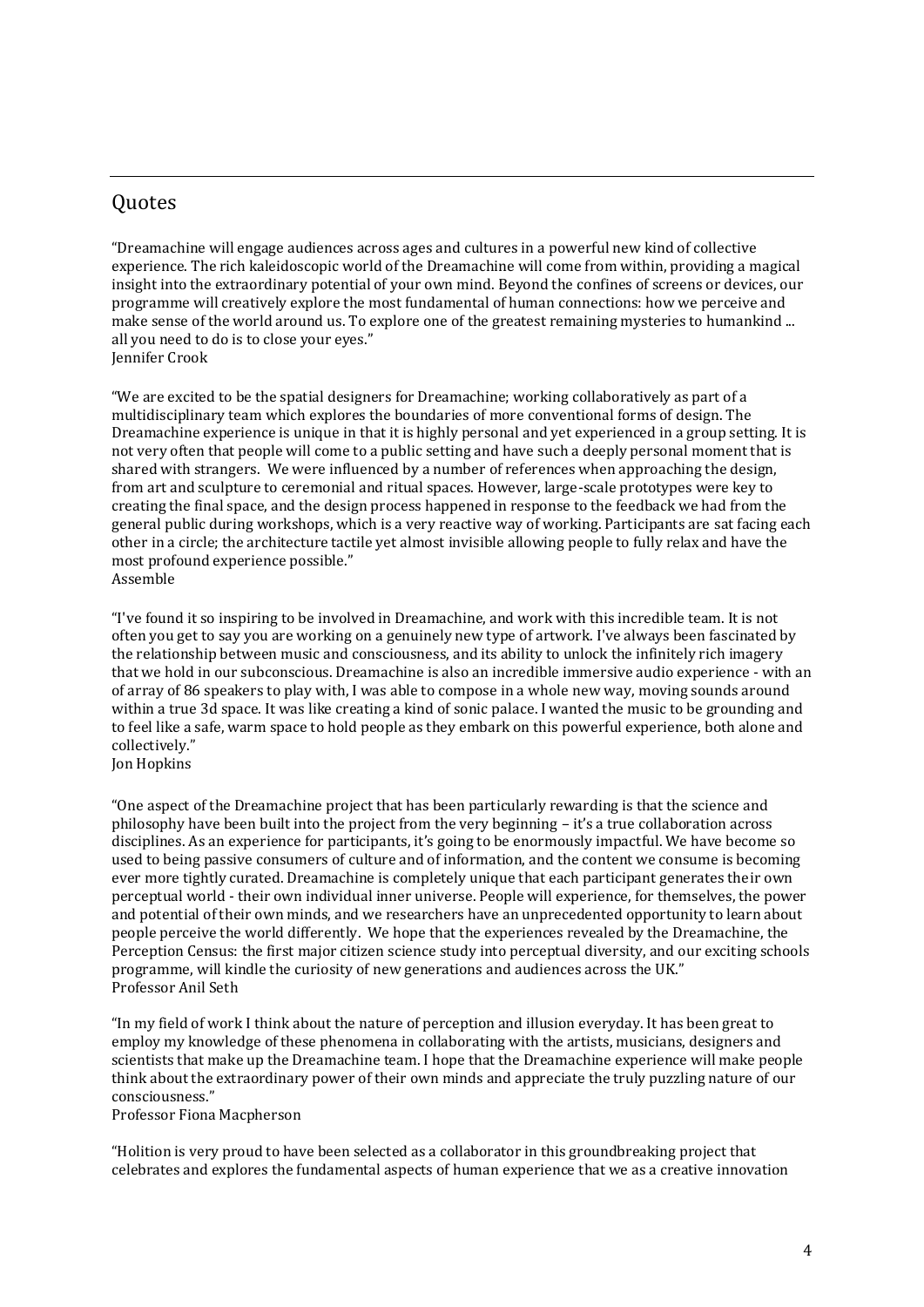## Quotes

"Dreamachine will engage audiences across ages and cultures in a powerful new kind of collective experience. The rich kaleidoscopic world of the Dreamachine will come from within, providing a magical insight into the extraordinary potential of your own mind. Beyond the confines of screens or devices, our programme will creatively explore the most fundamental of human connections: how we perceive and make sense of the world around us. To explore one of the greatest remaining mysteries to humankind ... all you need to do is to close your eyes."
Jennifer Crook

"We are excited to be the spatial designers for Dreamachine; working collaboratively as part of a multidisciplinary team which explores the boundaries of more conventional forms of design. The Dreamachine experience is unique in that it is highly personal and yet experienced in a group setting. It is not very often that people will come to a public setting and have such a deeply personal moment that is shared with strangers. We were influenced by a number of references when approaching the design, from art and sculpture to ceremonial and ritual spaces. However, large-scale prototypes were key to creating the final space, and the design process happened in response to the feedback we had from the general public during workshops, which is a very reactive way of working. Participants are sat facing each other in a circle; the architecture tactile yet almost invisible allowing people to fully relax and have the most profound experience possible."
Assemble

"I've found it so inspiring to be involved in Dreamachine, and work with this incredible team. It is not often you get to say you are working on a genuinely new type of artwork. I've always been fascinated by the relationship between music and consciousness, and its ability to unlock the infinitely rich imagery that we hold in our subconscious. Dreamachine is also an incredible immersive audio experience - with an of array of 86 speakers to play with, I was able to compose in a whole new way, moving sounds around within a true 3d space. It was like creating a kind of sonic palace. I wanted the music to be grounding and to feel like a safe, warm space to hold people as they embark on this powerful experience, both alone and collectively."
Jon Hopkins

"One aspect of the Dreamachine project that has been particularly rewarding is that the science and philosophy have been built into the project from the very beginning – it's a true collaboration across disciplines. As an experience for participants, it's going to be enormously impactful. We have become so used to being passive consumers of culture and of information, and the content we consume is becoming ever more tightly curated. Dreamachine is completely unique that each participant generates their own perceptual world - their own individual inner universe. People will experience, for themselves, the power and potential of their own minds, and we researchers have an unprecedented opportunity to learn about people perceive the world differently. We hope that the experiences revealed by the Dreamachine, the Perception Census: the first major citizen science study into perceptual diversity, and our exciting schools programme, will kindle the curiosity of new generations and audiences across the UK."
Professor Anil Seth

"In my field of work I think about the nature of perception and illusion everyday. It has been great to employ my knowledge of these phenomena in collaborating with the artists, musicians, designers and scientists that make up the Dreamachine team. I hope that the Dreamachine experience will make people think about the extraordinary power of their own minds and appreciate the truly puzzling nature of our consciousness."
Professor Fiona Macpherson

"Holition is very proud to have been selected as a collaborator in this groundbreaking project that celebrates and explores the fundamental aspects of human experience that we as a creative innovation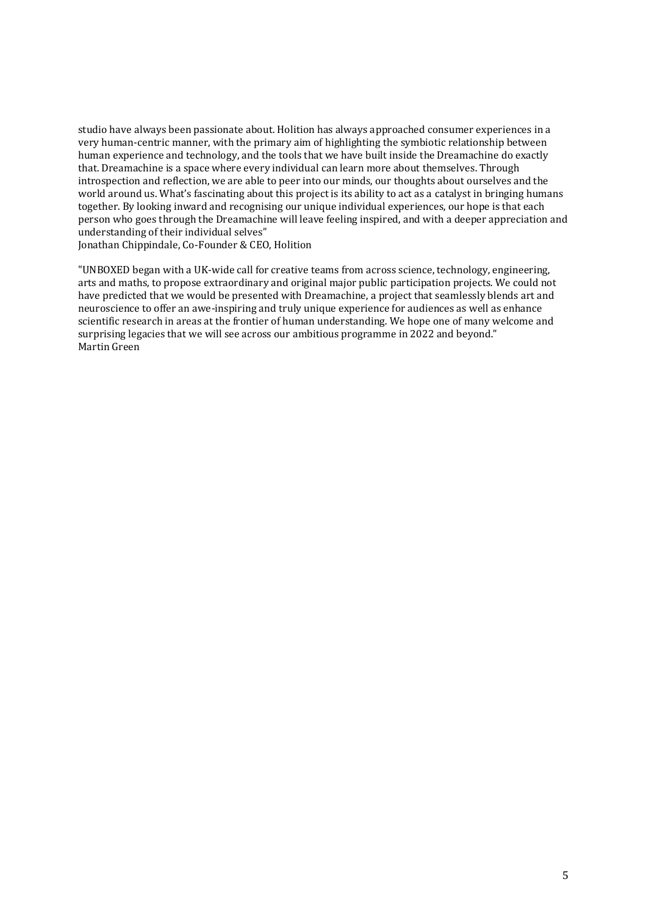studio have always been passionate about. Holition has always approached consumer experiences in a very human-centric manner, with the primary aim of highlighting the symbiotic relationship between human experience and technology, and the tools that we have built inside the Dreamachine do exactly that. Dreamachine is a space where every individual can learn more about themselves. Through introspection and reflection, we are able to peer into our minds, our thoughts about ourselves and the world around us. What's fascinating about this project is its ability to act as a catalyst in bringing humans together. By looking inward and recognising our unique individual experiences, our hope is that each person who goes through the Dreamachine will leave feeling inspired, and with a deeper appreciation and understanding of their individual selves"
Jonathan Chippindale, Co-Founder & CEO, Holition

"UNBOXED began with a UK-wide call for creative teams from across science, technology, engineering, arts and maths, to propose extraordinary and original major public participation projects. We could not have predicted that we would be presented with Dreamachine, a project that seamlessly blends art and neuroscience to offer an awe-inspiring and truly unique experience for audiences as well as enhance scientific research in areas at the frontier of human understanding. We hope one of many welcome and surprising legacies that we will see across our ambitious programme in 2022 and beyond."
Martin Green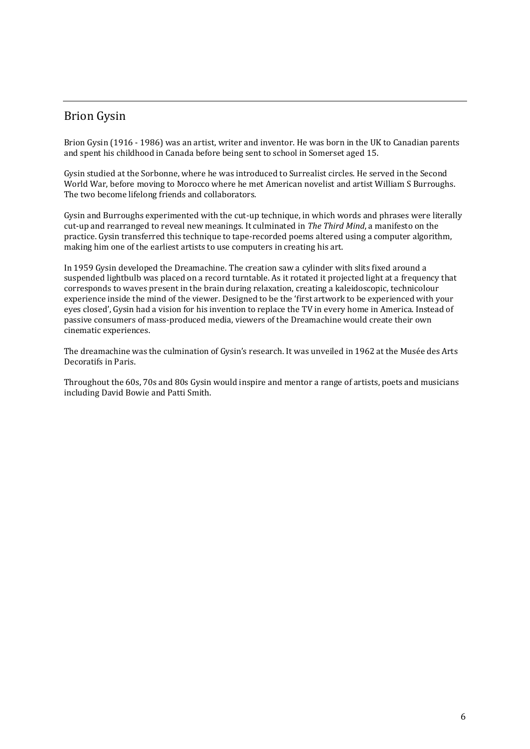## Brion Gysin

Brion Gysin (1916 - 1986) was an artist, writer and inventor. He was born in the UK to Canadian parents and spent his childhood in Canada before being sent to school in Somerset aged 15.

Gysin studied at the Sorbonne, where he was introduced to Surrealist circles. He served in the Second World War, before moving to Morocco where he met American novelist and artist William S Burroughs. The two become lifelong friends and collaborators.

Gysin and Burroughs experimented with the cut-up technique, in which words and phrases were literally cut-up and rearranged to reveal new meanings. It culminated in *The Third Mind*, a manifesto on the practice. Gysin transferred this technique to tape-recorded poems altered using a computer algorithm, making him one of the earliest artists to use computers in creating his art.

In 1959 Gysin developed the Dreamachine. The creation saw a cylinder with slits fixed around a suspended lightbulb was placed on a record turntable. As it rotated it projected light at a frequency that corresponds to waves present in the brain during relaxation, creating a kaleidoscopic, technicolour experience inside the mind of the viewer. Designed to be the 'first artwork to be experienced with your eyes closed', Gysin had a vision for his invention to replace the TV in every home in America. Instead of passive consumers of mass-produced media, viewers of the Dreamachine would create their own cinematic experiences.

The dreamachine was the culmination of Gysin's research. It was unveiled in 1962 at the Musée des Arts Decoratifs in Paris.

Throughout the 60s, 70s and 80s Gysin would inspire and mentor a range of artists, poets and musicians including David Bowie and Patti Smith.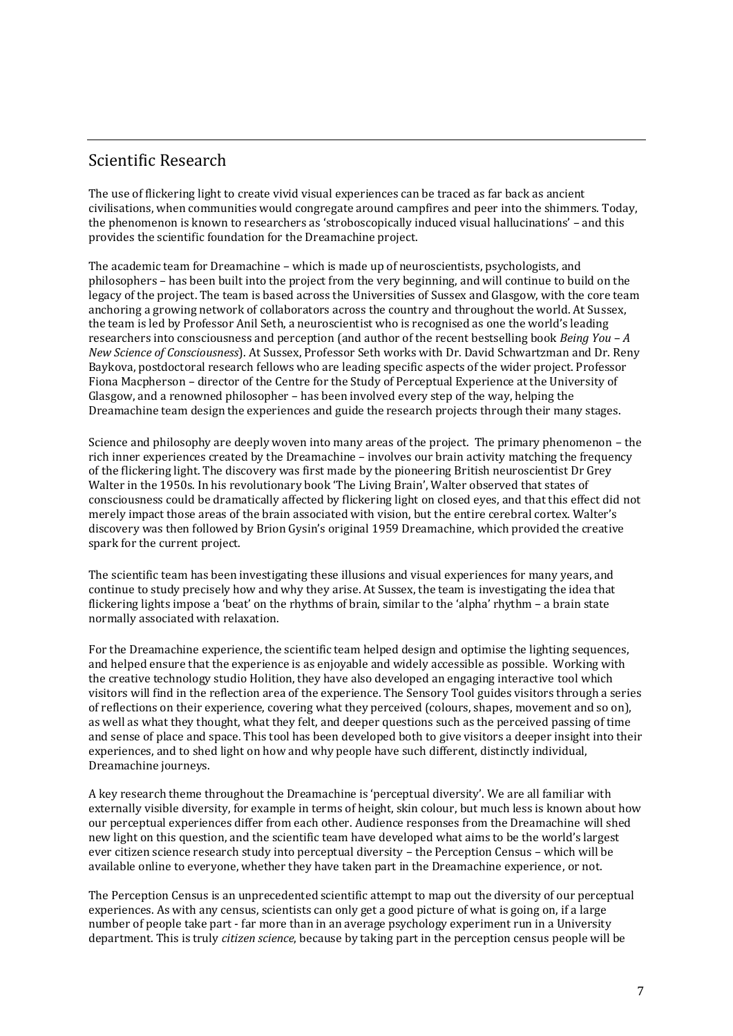## Scientific Research

The use of flickering light to create vivid visual experiences can be traced as far back as ancient civilisations, when communities would congregate around campfires and peer into the shimmers. Today, the phenomenon is known to researchers as 'stroboscopically induced visual hallucinations' – and this provides the scientific foundation for the Dreamachine project.

The academic team for Dreamachine – which is made up of neuroscientists, psychologists, and philosophers – has been built into the project from the very beginning, and will continue to build on the legacy of the project. The team is based across the Universities of Sussex and Glasgow, with the core team anchoring a growing network of collaborators across the country and throughout the world. At Sussex, the team is led by Professor Anil Seth, a neuroscientist who is recognised as one the world's leading researchers into consciousness and perception (and author of the recent bestselling book *Being You – A New Science of Consciousness*). At Sussex, Professor Seth works with Dr. David Schwartzman and Dr. Reny Baykova, postdoctoral research fellows who are leading specific aspects of the wider project. Professor Fiona Macpherson – director of the Centre for the Study of Perceptual Experience at the University of Glasgow, and a renowned philosopher – has been involved every step of the way, helping the Dreamachine team design the experiences and guide the research projects through their many stages.

Science and philosophy are deeply woven into many areas of the project. The primary phenomenon – the rich inner experiences created by the Dreamachine – involves our brain activity matching the frequency of the flickering light. The discovery was first made by the pioneering British neuroscientist Dr Grey Walter in the 1950s. In his revolutionary book 'The Living Brain', Walter observed that states of consciousness could be dramatically affected by flickering light on closed eyes, and that this effect did not merely impact those areas of the brain associated with vision, but the entire cerebral cortex. Walter's discovery was then followed by Brion Gysin's original 1959 Dreamachine, which provided the creative spark for the current project.

The scientific team has been investigating these illusions and visual experiences for many years, and continue to study precisely how and why they arise. At Sussex, the team is investigating the idea that flickering lights impose a 'beat' on the rhythms of brain, similar to the 'alpha' rhythm – a brain state normally associated with relaxation.

For the Dreamachine experience, the scientific team helped design and optimise the lighting sequences, and helped ensure that the experience is as enjoyable and widely accessible as possible. Working with the creative technology studio Holition, they have also developed an engaging interactive tool which visitors will find in the reflection area of the experience. The Sensory Tool guides visitors through a series of reflections on their experience, covering what they perceived (colours, shapes, movement and so on), as well as what they thought, what they felt, and deeper questions such as the perceived passing of time and sense of place and space. This tool has been developed both to give visitors a deeper insight into their experiences, and to shed light on how and why people have such different, distinctly individual, Dreamachine journeys.

A key research theme throughout the Dreamachine is 'perceptual diversity'. We are all familiar with externally visible diversity, for example in terms of height, skin colour, but much less is known about how our perceptual experiences differ from each other. Audience responses from the Dreamachine will shed new light on this question, and the scientific team have developed what aims to be the world's largest ever citizen science research study into perceptual diversity – the Perception Census – which will be available online to everyone, whether they have taken part in the Dreamachine experience, or not.

The Perception Census is an unprecedented scientific attempt to map out the diversity of our perceptual experiences. As with any census, scientists can only get a good picture of what is going on, if a large number of people take part - far more than in an average psychology experiment run in a University department. This is truly *citizen science*, because by taking part in the perception census people will be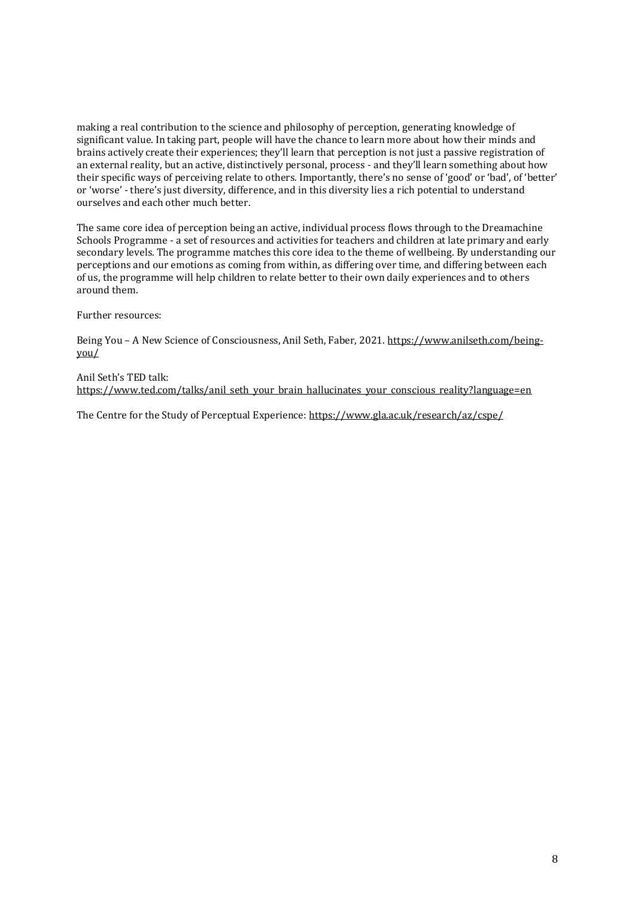making a real contribution to the science and philosophy of perception, generating knowledge of significant value. In taking part, people will have the chance to learn more about how their minds and brains actively create their experiences; they'll learn that perception is not just a passive registration of an external reality, but an active, distinctively personal, process - and they'll learn something about how their specific ways of perceiving relate to others. Importantly, there's no sense of 'good' or 'bad', of 'better' or 'worse' - there's just diversity, difference, and in this diversity lies a rich potential to understand ourselves and each other much better.

The same core idea of perception being an active, individual process flows through to the Dreamachine Schools Programme - a set of resources and activities for teachers and children at late primary and early secondary levels. The programme matches this core idea to the theme of wellbeing. By understanding our perceptions and our emotions as coming from within, as differing over time, and differing between each of us, the programme will help children to relate better to their own daily experiences and to others around them.

Further resources:

Being You – A New Science of Consciousness, Anil Seth, Faber, 2021. https://www.anilseth.com/being-you/

Anil Seth's TED talk:
https://www.ted.com/talks/anil_seth_your_brain_hallucinates_your_conscious_reality?language=en

The Centre for the Study of Perceptual Experience: https://www.gla.ac.uk/research/az/cspe/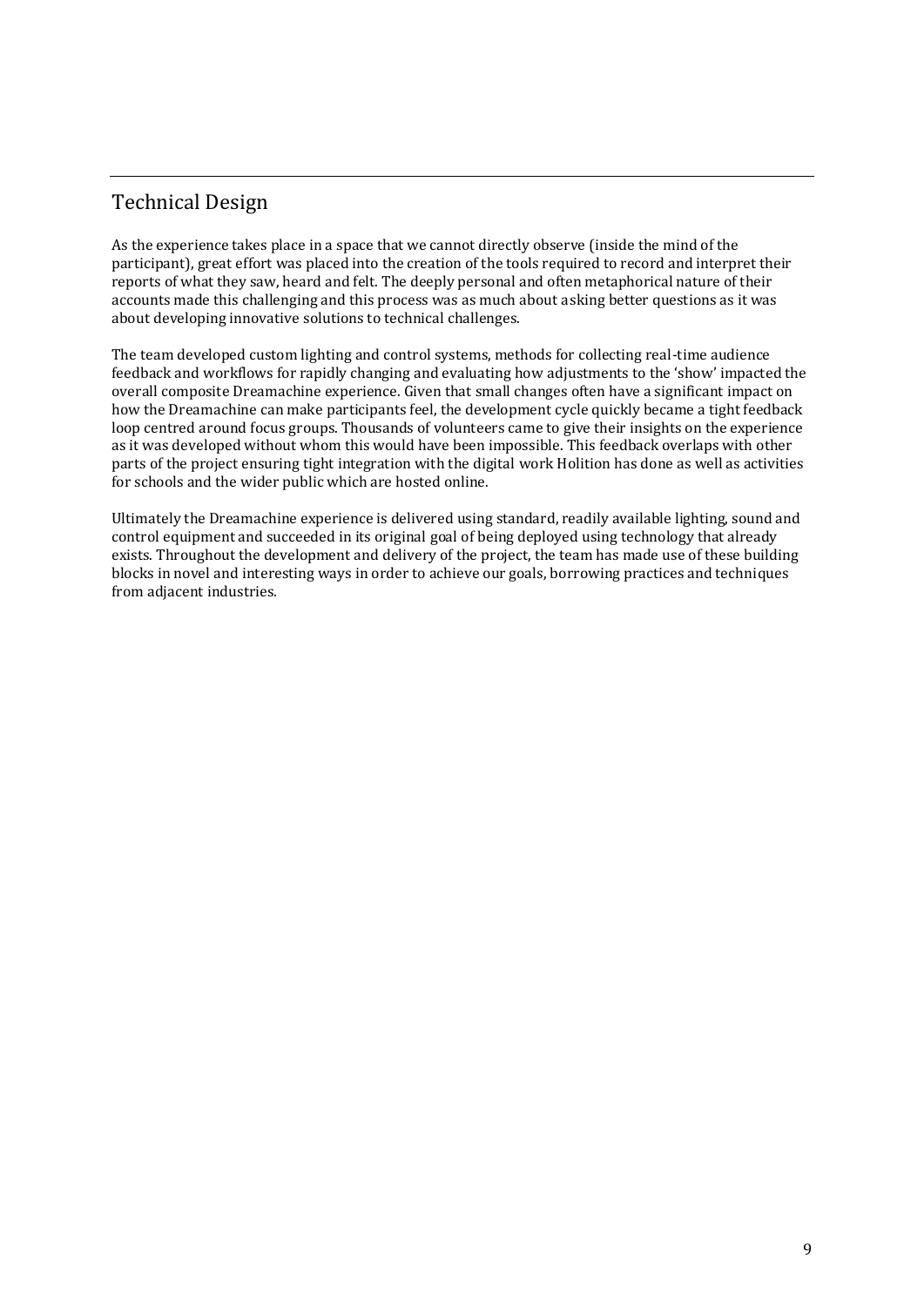## Technical Design

As the experience takes place in a space that we cannot directly observe (inside the mind of the participant), great effort was placed into the creation of the tools required to record and interpret their reports of what they saw, heard and felt. The deeply personal and often metaphorical nature of their accounts made this challenging and this process was as much about asking better questions as it was about developing innovative solutions to technical challenges.

The team developed custom lighting and control systems, methods for collecting real-time audience feedback and workflows for rapidly changing and evaluating how adjustments to the 'show' impacted the overall composite Dreamachine experience. Given that small changes often have a significant impact on how the Dreamachine can make participants feel, the development cycle quickly became a tight feedback loop centred around focus groups. Thousands of volunteers came to give their insights on the experience as it was developed without whom this would have been impossible. This feedback overlaps with other parts of the project ensuring tight integration with the digital work Holition has done as well as activities for schools and the wider public which are hosted online.

Ultimately the Dreamachine experience is delivered using standard, readily available lighting, sound and control equipment and succeeded in its original goal of being deployed using technology that already exists. Throughout the development and delivery of the project, the team has made use of these building blocks in novel and interesting ways in order to achieve our goals, borrowing practices and techniques from adjacent industries.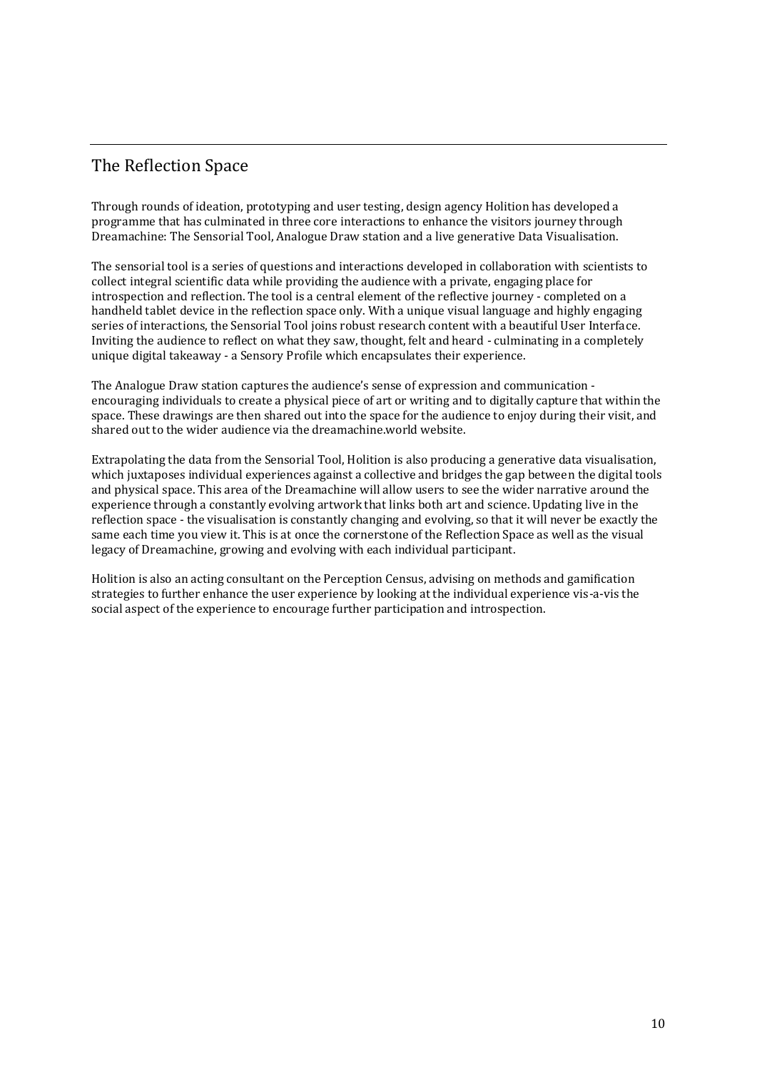## The Reflection Space

Through rounds of ideation, prototyping and user testing, design agency Holition has developed a programme that has culminated in three core interactions to enhance the visitors journey through Dreamachine: The Sensorial Tool, Analogue Draw station and a live generative Data Visualisation.

The sensorial tool is a series of questions and interactions developed in collaboration with scientists to collect integral scientific data while providing the audience with a private, engaging place for introspection and reflection. The tool is a central element of the reflective journey - completed on a handheld tablet device in the reflection space only. With a unique visual language and highly engaging series of interactions, the Sensorial Tool joins robust research content with a beautiful User Interface. Inviting the audience to reflect on what they saw, thought, felt and heard - culminating in a completely unique digital takeaway - a Sensory Profile which encapsulates their experience.

The Analogue Draw station captures the audience's sense of expression and communication - encouraging individuals to create a physical piece of art or writing and to digitally capture that within the space. These drawings are then shared out into the space for the audience to enjoy during their visit, and shared out to the wider audience via the dreamachine.world website.

Extrapolating the data from the Sensorial Tool, Holition is also producing a generative data visualisation, which juxtaposes individual experiences against a collective and bridges the gap between the digital tools and physical space. This area of the Dreamachine will allow users to see the wider narrative around the experience through a constantly evolving artwork that links both art and science. Updating live in the reflection space - the visualisation is constantly changing and evolving, so that it will never be exactly the same each time you view it. This is at once the cornerstone of the Reflection Space as well as the visual legacy of Dreamachine, growing and evolving with each individual participant.

Holition is also an acting consultant on the Perception Census, advising on methods and gamification strategies to further enhance the user experience by looking at the individual experience vis-a-vis the social aspect of the experience to encourage further participation and introspection.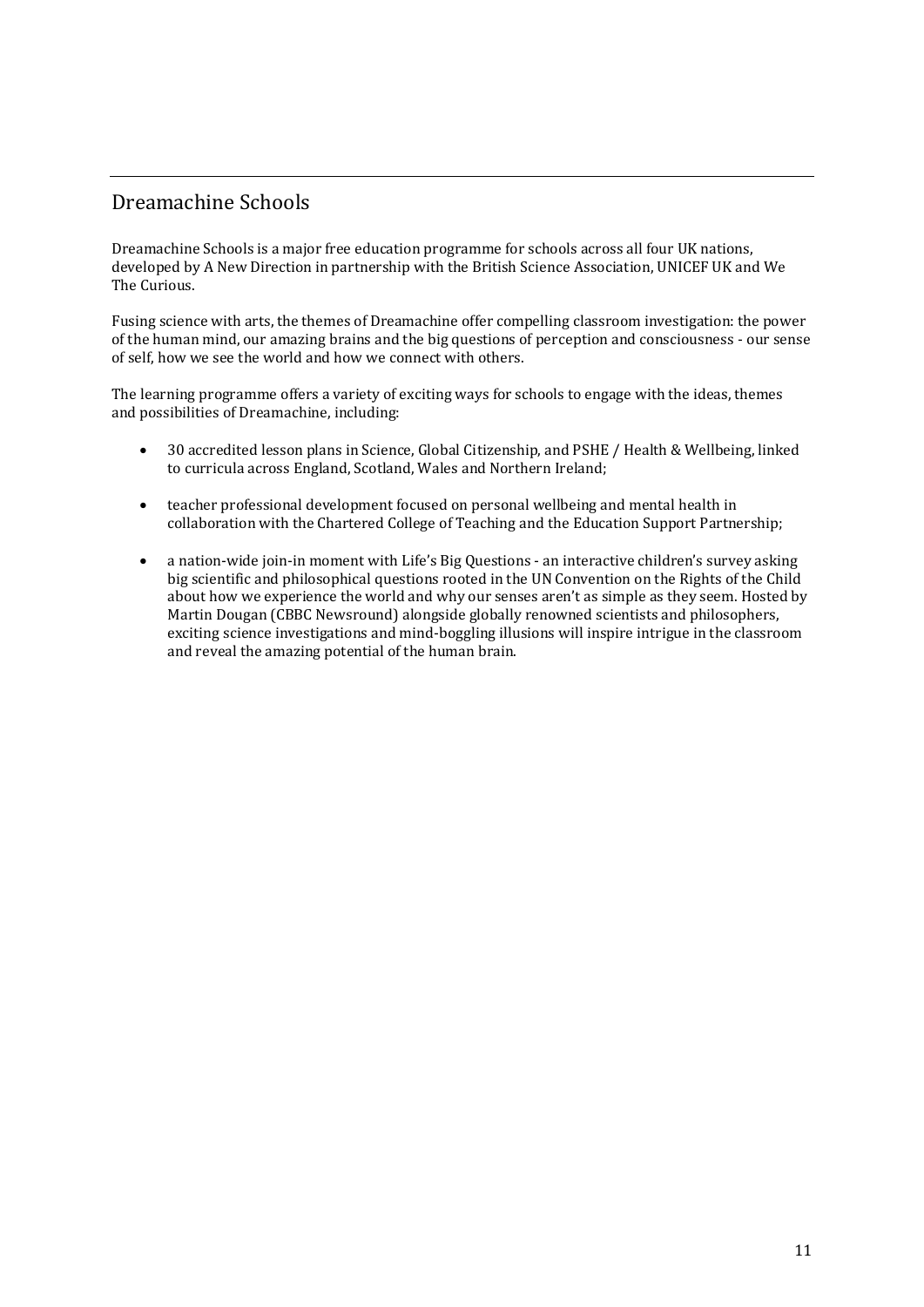## Dreamachine Schools

Dreamachine Schools is a major free education programme for schools across all four UK nations, developed by A New Direction in partnership with the British Science Association, UNICEF UK and We The Curious.

Fusing science with arts, the themes of Dreamachine offer compelling classroom investigation: the power of the human mind, our amazing brains and the big questions of perception and consciousness - our sense of self, how we see the world and how we connect with others.

The learning programme offers a variety of exciting ways for schools to engage with the ideas, themes and possibilities of Dreamachine, including:

- 30 accredited lesson plans in Science, Global Citizenship, and PSHE / Health & Wellbeing, linked to curricula across England, Scotland, Wales and Northern Ireland;

- teacher professional development focused on personal wellbeing and mental health in collaboration with the Chartered College of Teaching and the Education Support Partnership;

- a nation-wide join-in moment with Life's Big Questions - an interactive children's survey asking big scientific and philosophical questions rooted in the UN Convention on the Rights of the Child about how we experience the world and why our senses aren't as simple as they seem. Hosted by Martin Dougan (CBBC Newsround) alongside globally renowned scientists and philosophers, exciting science investigations and mind-boggling illusions will inspire intrigue in the classroom and reveal the amazing potential of the human brain.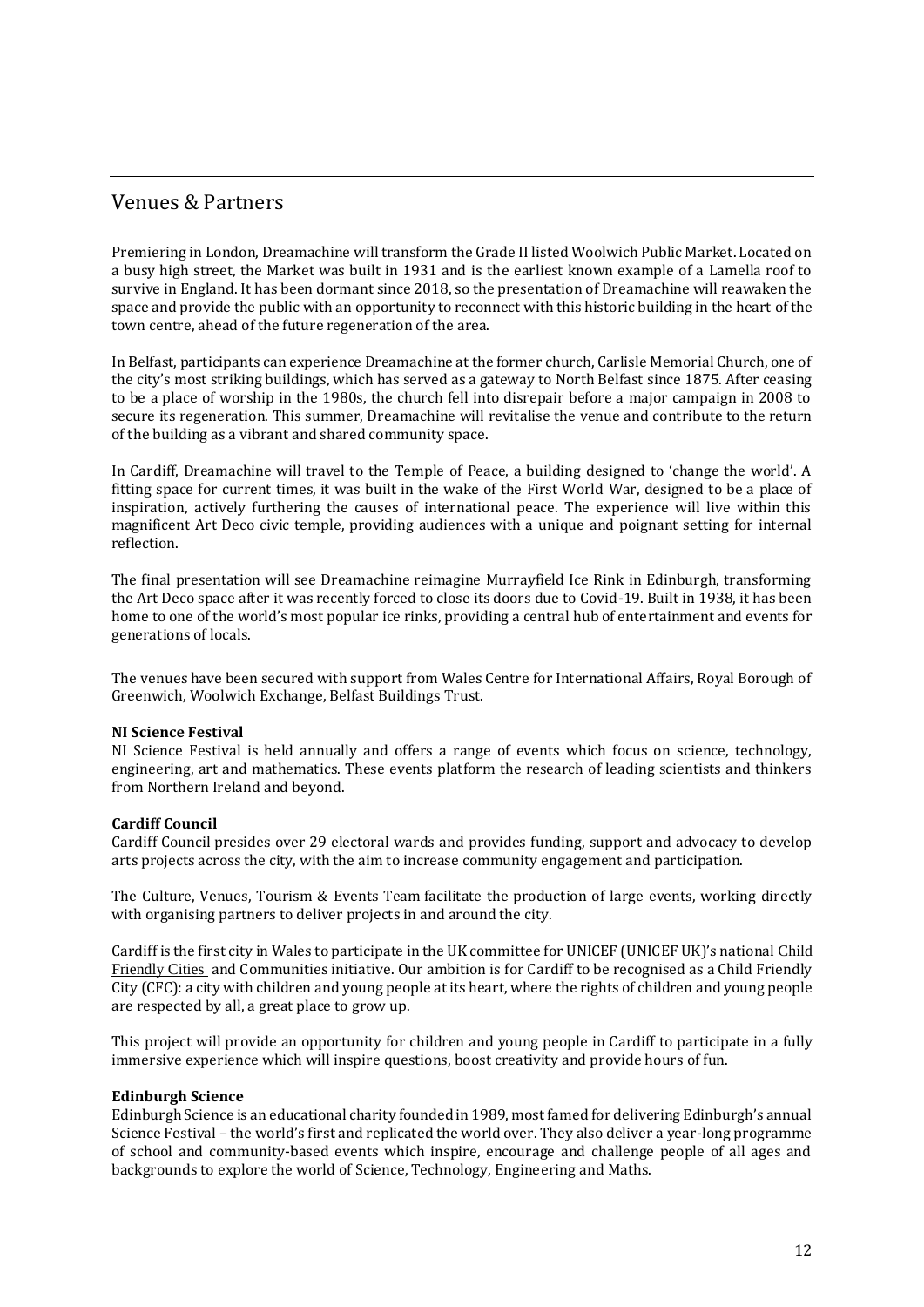## Venues & Partners

Premiering in London, Dreamachine will transform the Grade II listed Woolwich Public Market. Located on a busy high street, the Market was built in 1931 and is the earliest known example of a Lamella roof to survive in England. It has been dormant since 2018, so the presentation of Dreamachine will reawaken the space and provide the public with an opportunity to reconnect with this historic building in the heart of the town centre, ahead of the future regeneration of the area.

In Belfast, participants can experience Dreamachine at the former church, Carlisle Memorial Church, one of the city's most striking buildings, which has served as a gateway to North Belfast since 1875. After ceasing to be a place of worship in the 1980s, the church fell into disrepair before a major campaign in 2008 to secure its regeneration. This summer, Dreamachine will revitalise the venue and contribute to the return of the building as a vibrant and shared community space.

In Cardiff, Dreamachine will travel to the Temple of Peace, a building designed to 'change the world'. A fitting space for current times, it was built in the wake of the First World War, designed to be a place of inspiration, actively furthering the causes of international peace. The experience will live within this magnificent Art Deco civic temple, providing audiences with a unique and poignant setting for internal reflection.

The final presentation will see Dreamachine reimagine Murrayfield Ice Rink in Edinburgh, transforming the Art Deco space after it was recently forced to close its doors due to Covid-19. Built in 1938, it has been home to one of the world's most popular ice rinks, providing a central hub of entertainment and events for generations of locals.

The venues have been secured with support from Wales Centre for International Affairs, Royal Borough of Greenwich, Woolwich Exchange, Belfast Buildings Trust.

**NI Science Festival**
NI Science Festival is held annually and offers a range of events which focus on science, technology, engineering, art and mathematics. These events platform the research of leading scientists and thinkers from Northern Ireland and beyond.

**Cardiff Council**
Cardiff Council presides over 29 electoral wards and provides funding, support and advocacy to develop arts projects across the city, with the aim to increase community engagement and participation.

The Culture, Venues, Tourism & Events Team facilitate the production of large events, working directly with organising partners to deliver projects in and around the city.

Cardiff is the first city in Wales to participate in the UK committee for UNICEF (UNICEF UK)'s national Child Friendly Cities and Communities initiative. Our ambition is for Cardiff to be recognised as a Child Friendly City (CFC): a city with children and young people at its heart, where the rights of children and young people are respected by all, a great place to grow up.

This project will provide an opportunity for children and young people in Cardiff to participate in a fully immersive experience which will inspire questions, boost creativity and provide hours of fun.

**Edinburgh Science**
Edinburgh Science is an educational charity founded in 1989, most famed for delivering Edinburgh's annual Science Festival – the world's first and replicated the world over. They also deliver a year-long programme of school and community-based events which inspire, encourage and challenge people of all ages and backgrounds to explore the world of Science, Technology, Engineering and Maths.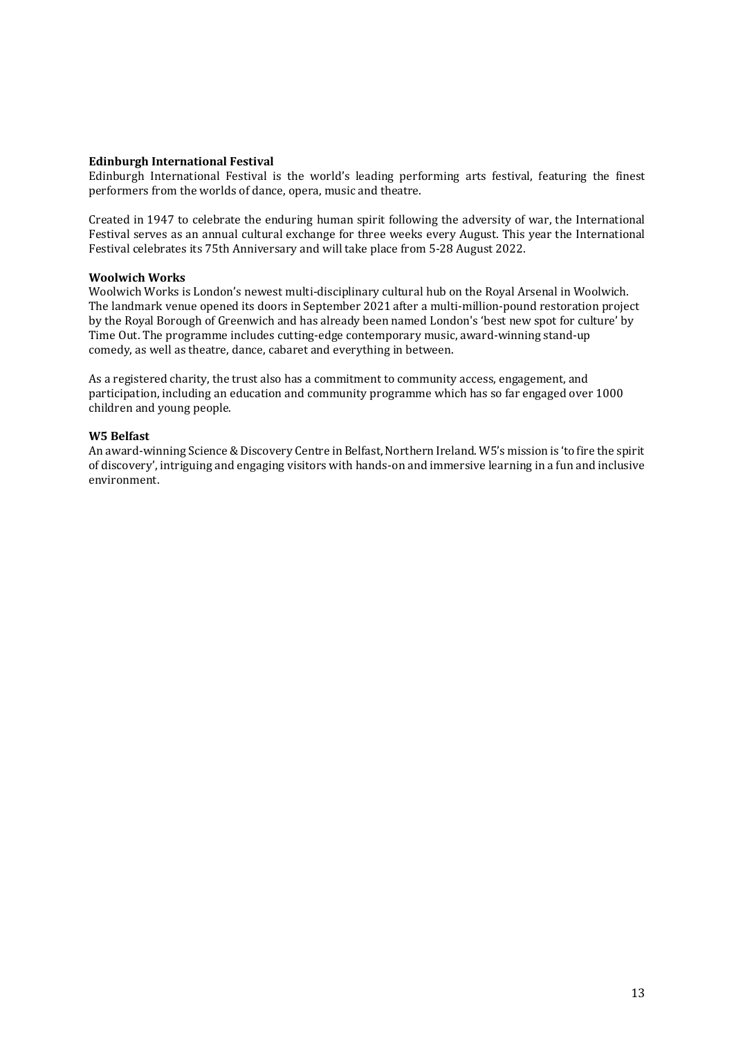**Edinburgh International Festival**
Edinburgh International Festival is the world's leading performing arts festival, featuring the finest performers from the worlds of dance, opera, music and theatre.

Created in 1947 to celebrate the enduring human spirit following the adversity of war, the International Festival serves as an annual cultural exchange for three weeks every August. This year the International Festival celebrates its 75th Anniversary and will take place from 5-28 August 2022.

**Woolwich Works**
Woolwich Works is London's newest multi-disciplinary cultural hub on the Royal Arsenal in Woolwich. The landmark venue opened its doors in September 2021 after a multi-million-pound restoration project by the Royal Borough of Greenwich and has already been named London's 'best new spot for culture' by Time Out. The programme includes cutting-edge contemporary music, award-winning stand-up comedy, as well as theatre, dance, cabaret and everything in between.

As a registered charity, the trust also has a commitment to community access, engagement, and participation, including an education and community programme which has so far engaged over 1000 children and young people.

**W5 Belfast**
An award-winning Science & Discovery Centre in Belfast, Northern Ireland. W5's mission is 'to fire the spirit of discovery', intriguing and engaging visitors with hands-on and immersive learning in a fun and inclusive environment.